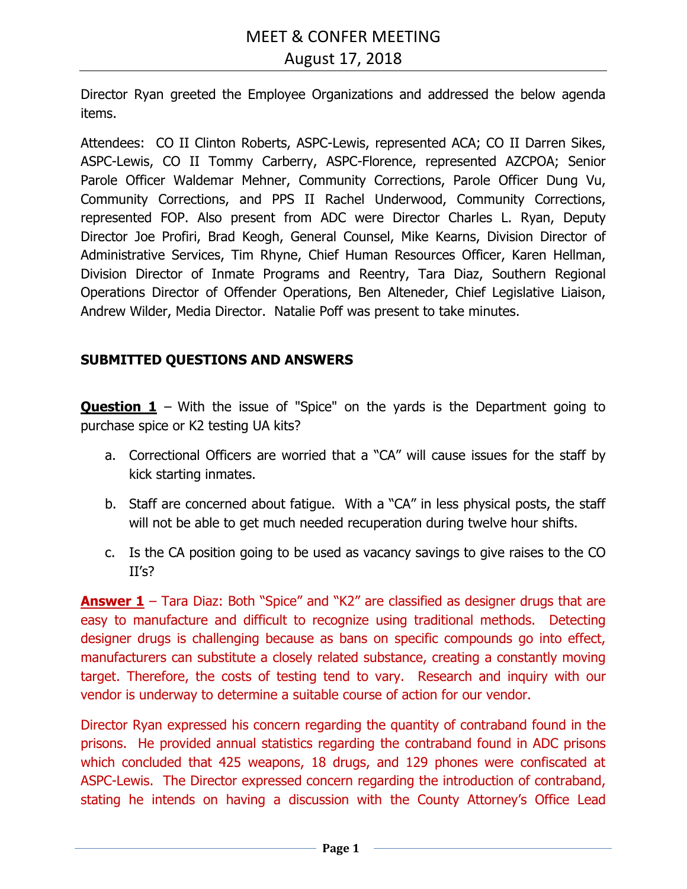# MEET & CONFER MEETING

## August 17, 2018

Director Ryan greeted the Employee Organizations and addressed the below agenda items.

Attendees: CO II Clinton Roberts, ASPC-Lewis, represented ACA; CO II Darren Sikes, ASPC-Lewis, CO II Tommy Carberry, ASPC-Florence, represented AZCPOA; Senior Parole Officer Waldemar Mehner, Community Corrections, Parole Officer Dung Vu, Community Corrections, and PPS II Rachel Underwood, Community Corrections, represented FOP. Also present from ADC were Director Charles L. Ryan, Deputy Director Joe Profiri, Brad Keogh, General Counsel, Mike Kearns, Division Director of Administrative Services, Tim Rhyne, Chief Human Resources Officer, Karen Hellman, Division Director of Inmate Programs and Reentry, Tara Diaz, Southern Regional Operations Director of Offender Operations, Ben Alteneder, Chief Legislative Liaison, Andrew Wilder, Media Director. Natalie Poff was present to take minutes.

**SUBMITTED QUESTIONS AND ANSWERS**

**Question 1** – With the issue of "Spice" on the yards is the Department going to purchase spice or K2 testing UA kits?

a. Correctional Officers are worried that a "CA" will cause issues for the staff by kick starting inmates.

b. Staff are concerned about fatigue. With a "CA" in less physical posts, the staff will not be able to get much needed recuperation during twelve hour shifts.

c. Is the CA position going to be used as vacancy savings to give raises to the CO II's?

**Answer 1** – Tara Diaz: Both "Spice" and "K2" are classified as designer drugs that are easy to manufacture and difficult to recognize using traditional methods. Detecting designer drugs is challenging because as bans on specific compounds go into effect, manufacturers can substitute a closely related substance, creating a constantly moving target. Therefore, the costs of testing tend to vary. Research and inquiry with our vendor is underway to determine a suitable course of action for our vendor.

Director Ryan expressed his concern regarding the quantity of contraband found in the prisons. He provided annual statistics regarding the contraband found in ADC prisons which concluded that 425 weapons, 18 drugs, and 129 phones were confiscated at ASPC-Lewis. The Director expressed concern regarding the introduction of contraband, stating he intends on having a discussion with the County Attorney's Office Lead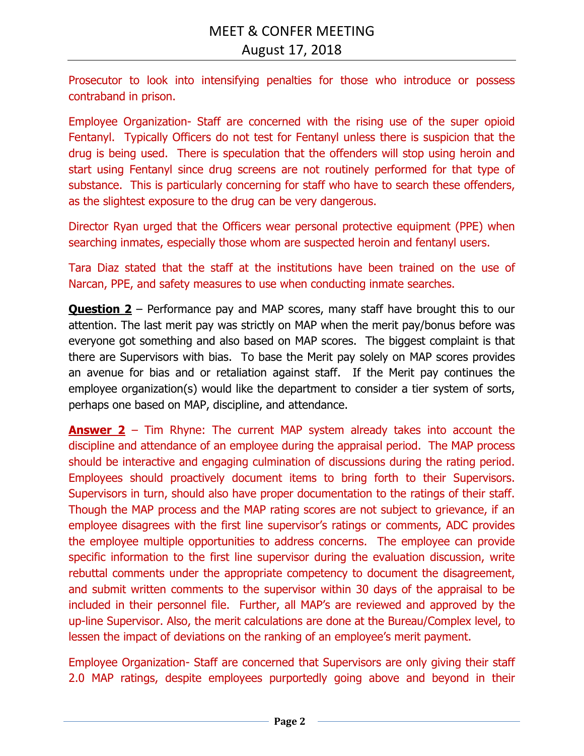Prosecutor to look into intensifying penalties for those who introduce or possess contraband in prison.

Employee Organization- Staff are concerned with the rising use of the super opioid Fentanyl. Typically Officers do not test for Fentanyl unless there is suspicion that the drug is being used. There is speculation that the offenders will stop using heroin and start using Fentanyl since drug screens are not routinely performed for that type of substance. This is particularly concerning for staff who have to search these offenders, as the slightest exposure to the drug can be very dangerous.

Director Ryan urged that the Officers wear personal protective equipment (PPE) when searching inmates, especially those whom are suspected heroin and fentanyl users.

Tara Diaz stated that the staff at the institutions have been trained on the use of Narcan, PPE, and safety measures to use when conducting inmate searches.

**Question 2** – Performance pay and MAP scores, many staff have brought this to our attention. The last merit pay was strictly on MAP when the merit pay/bonus before was everyone got something and also based on MAP scores. The biggest complaint is that there are Supervisors with bias. To base the Merit pay solely on MAP scores provides an avenue for bias and or retaliation against staff. If the Merit pay continues the employee organization(s) would like the department to consider a tier system of sorts, perhaps one based on MAP, discipline, and attendance.

**Answer 2** – Tim Rhyne: The current MAP system already takes into account the discipline and attendance of an employee during the appraisal period. The MAP process should be interactive and engaging culmination of discussions during the rating period. Employees should proactively document items to bring forth to their Supervisors. Supervisors in turn, should also have proper documentation to the ratings of their staff. Though the MAP process and the MAP rating scores are not subject to grievance, if an employee disagrees with the first line supervisor's ratings or comments, ADC provides the employee multiple opportunities to address concerns. The employee can provide specific information to the first line supervisor during the evaluation discussion, write rebuttal comments under the appropriate competency to document the disagreement, and submit written comments to the supervisor within 30 days of the appraisal to be included in their personnel file. Further, all MAP's are reviewed and approved by the up-line Supervisor. Also, the merit calculations are done at the Bureau/Complex level, to lessen the impact of deviations on the ranking of an employee's merit payment.

Employee Organization- Staff are concerned that Supervisors are only giving their staff 2.0 MAP ratings, despite employees purportedly going above and beyond in their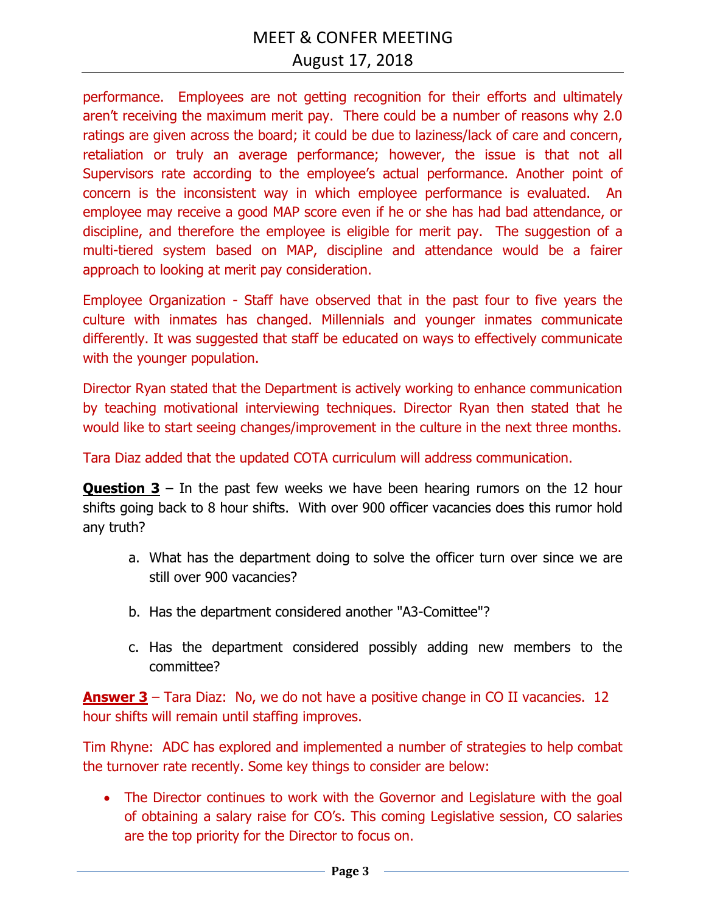performance. Employees are not getting recognition for their efforts and ultimately aren't receiving the maximum merit pay. There could be a number of reasons why 2.0 ratings are given across the board; it could be due to laziness/lack of care and concern, retaliation or truly an average performance; however, the issue is that not all Supervisors rate according to the employee's actual performance. Another point of concern is the inconsistent way in which employee performance is evaluated. An employee may receive a good MAP score even if he or she has had bad attendance, or discipline, and therefore the employee is eligible for merit pay. The suggestion of a multi-tiered system based on MAP, discipline and attendance would be a fairer approach to looking at merit pay consideration.

Employee Organization - Staff have observed that in the past four to five years the culture with inmates has changed. Millennials and younger inmates communicate differently. It was suggested that staff be educated on ways to effectively communicate with the younger population.

Director Ryan stated that the Department is actively working to enhance communication by teaching motivational interviewing techniques. Director Ryan then stated that he would like to start seeing changes/improvement in the culture in the next three months.

Tara Diaz added that the updated COTA curriculum will address communication.

**Question 3** – In the past few weeks we have been hearing rumors on the 12 hour shifts going back to 8 hour shifts. With over 900 officer vacancies does this rumor hold any truth?

a. What has the department doing to solve the officer turn over since we are still over 900 vacancies?

b. Has the department considered another "A3-Comittee"?

c. Has the department considered possibly adding new members to the committee?

**Answer 3** – Tara Diaz: No, we do not have a positive change in CO II vacancies. 12 hour shifts will remain until staffing improves.

Tim Rhyne: ADC has explored and implemented a number of strategies to help combat the turnover rate recently. Some key things to consider are below:

- The Director continues to work with the Governor and Legislature with the goal of obtaining a salary raise for CO's. This coming Legislative session, CO salaries are the top priority for the Director to focus on.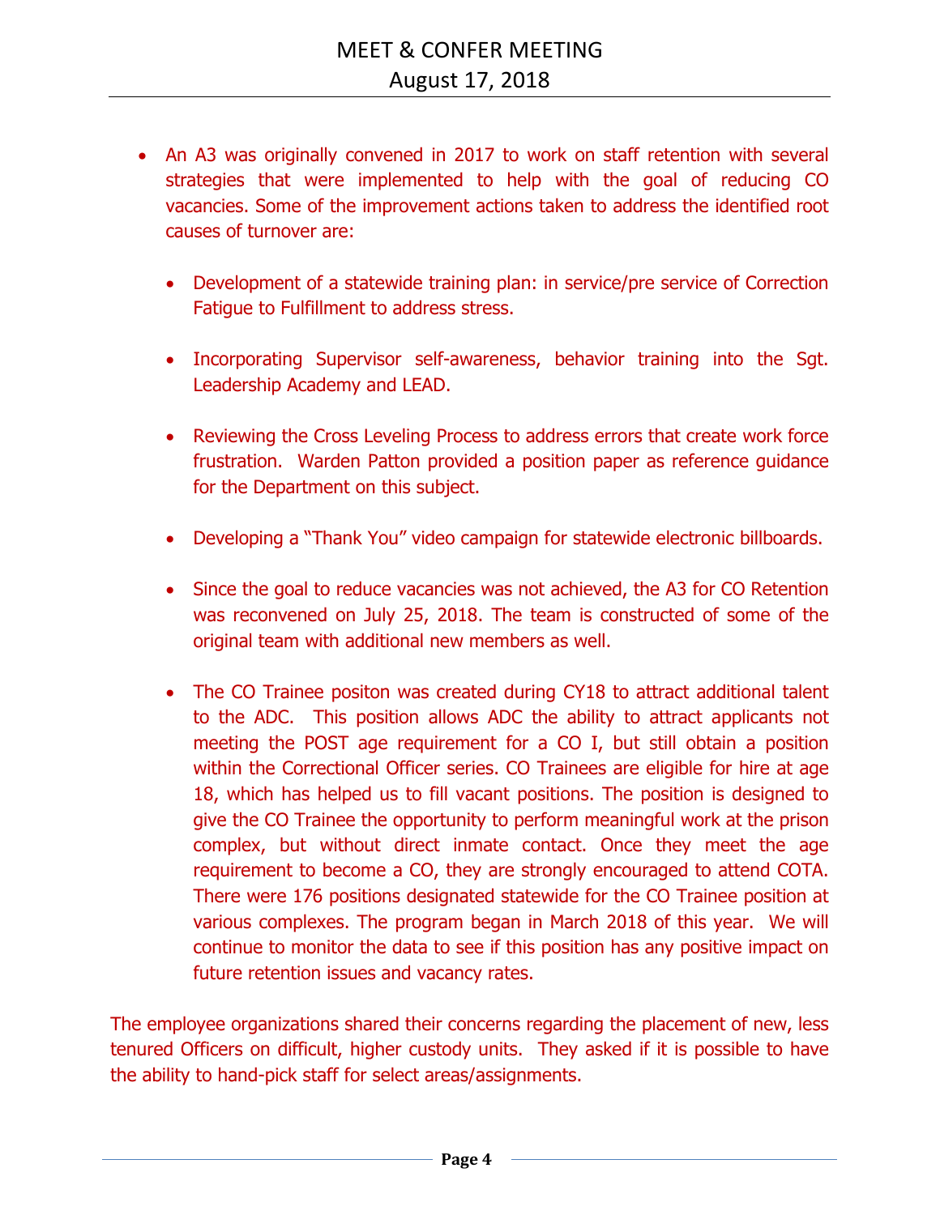- An A3 was originally convened in 2017 to work on staff retention with several strategies that were implemented to help with the goal of reducing CO vacancies. Some of the improvement actions taken to address the identified root causes of turnover are:

  - Development of a statewide training plan: in service/pre service of Correction Fatigue to Fulfillment to address stress.

  - Incorporating Supervisor self-awareness, behavior training into the Sgt. Leadership Academy and LEAD.

  - Reviewing the Cross Leveling Process to address errors that create work force frustration. Warden Patton provided a position paper as reference guidance for the Department on this subject.

  - Developing a "Thank You" video campaign for statewide electronic billboards.

  - Since the goal to reduce vacancies was not achieved, the A3 for CO Retention was reconvened on July 25, 2018. The team is constructed of some of the original team with additional new members as well.

  - The CO Trainee positon was created during CY18 to attract additional talent to the ADC. This position allows ADC the ability to attract applicants not meeting the POST age requirement for a CO I, but still obtain a position within the Correctional Officer series. CO Trainees are eligible for hire at age 18, which has helped us to fill vacant positions. The position is designed to give the CO Trainee the opportunity to perform meaningful work at the prison complex, but without direct inmate contact. Once they meet the age requirement to become a CO, they are strongly encouraged to attend COTA. There were 176 positions designated statewide for the CO Trainee position at various complexes. The program began in March 2018 of this year. We will continue to monitor the data to see if this position has any positive impact on future retention issues and vacancy rates.

The employee organizations shared their concerns regarding the placement of new, less tenured Officers on difficult, higher custody units. They asked if it is possible to have the ability to hand-pick staff for select areas/assignments.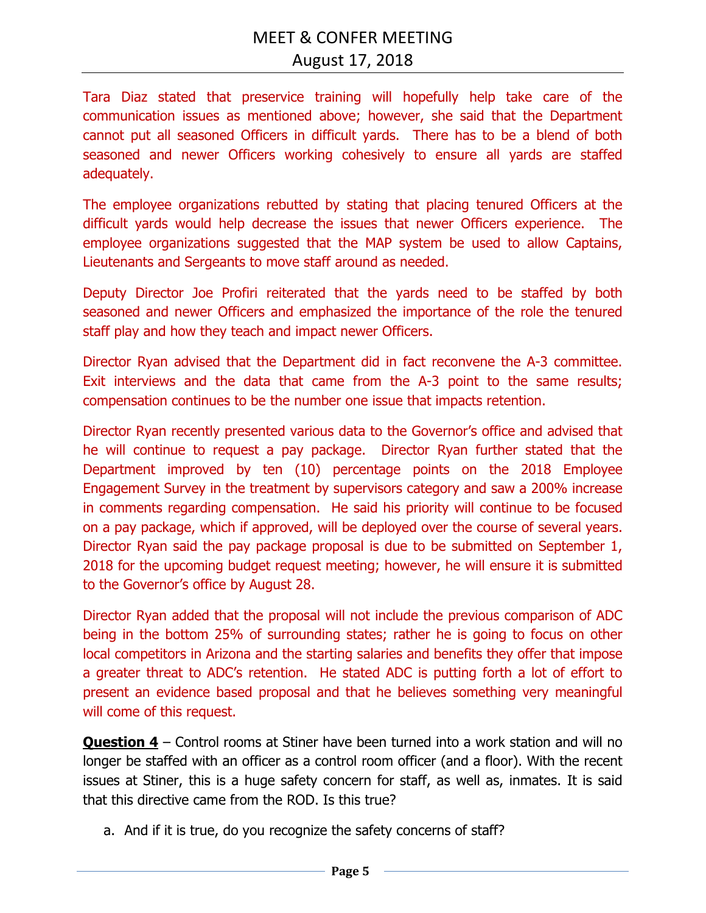Tara Diaz stated that preservice training will hopefully help take care of the communication issues as mentioned above; however, she said that the Department cannot put all seasoned Officers in difficult yards. There has to be a blend of both seasoned and newer Officers working cohesively to ensure all yards are staffed adequately.

The employee organizations rebutted by stating that placing tenured Officers at the difficult yards would help decrease the issues that newer Officers experience. The employee organizations suggested that the MAP system be used to allow Captains, Lieutenants and Sergeants to move staff around as needed.

Deputy Director Joe Profiri reiterated that the yards need to be staffed by both seasoned and newer Officers and emphasized the importance of the role the tenured staff play and how they teach and impact newer Officers.

Director Ryan advised that the Department did in fact reconvene the A-3 committee. Exit interviews and the data that came from the A-3 point to the same results; compensation continues to be the number one issue that impacts retention.

Director Ryan recently presented various data to the Governor's office and advised that he will continue to request a pay package. Director Ryan further stated that the Department improved by ten (10) percentage points on the 2018 Employee Engagement Survey in the treatment by supervisors category and saw a 200% increase in comments regarding compensation. He said his priority will continue to be focused on a pay package, which if approved, will be deployed over the course of several years. Director Ryan said the pay package proposal is due to be submitted on September 1, 2018 for the upcoming budget request meeting; however, he will ensure it is submitted to the Governor's office by August 28.

Director Ryan added that the proposal will not include the previous comparison of ADC being in the bottom 25% of surrounding states; rather he is going to focus on other local competitors in Arizona and the starting salaries and benefits they offer that impose a greater threat to ADC's retention. He stated ADC is putting forth a lot of effort to present an evidence based proposal and that he believes something very meaningful will come of this request.

**Question 4** – Control rooms at Stiner have been turned into a work station and will no longer be staffed with an officer as a control room officer (and a floor). With the recent issues at Stiner, this is a huge safety concern for staff, as well as, inmates. It is said that this directive came from the ROD. Is this true?

a. And if it is true, do you recognize the safety concerns of staff?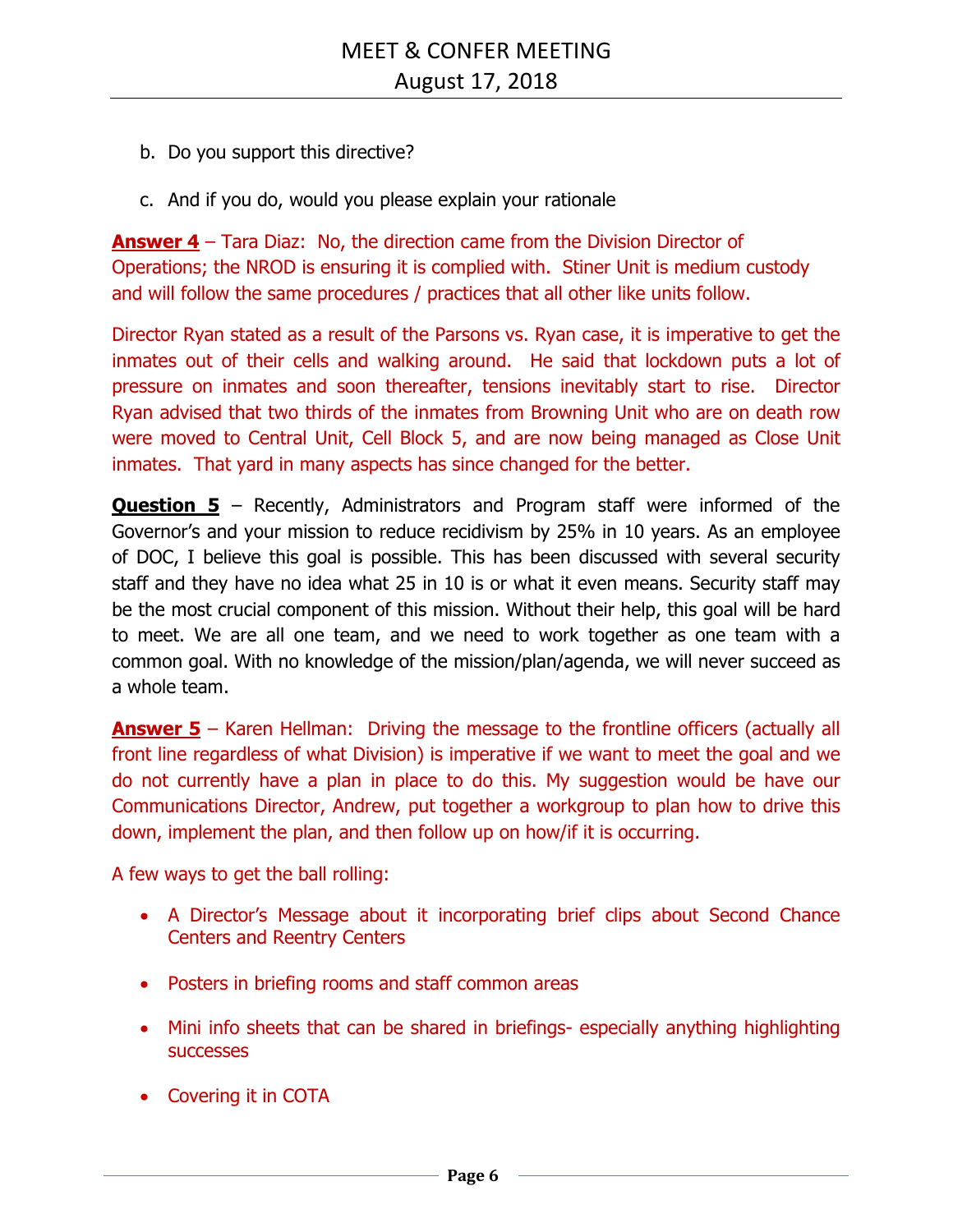b. Do you support this directive?

c. And if you do, would you please explain your rationale

**Answer 4** – Tara Diaz: No, the direction came from the Division Director of Operations; the NROD is ensuring it is complied with. Stiner Unit is medium custody and will follow the same procedures / practices that all other like units follow.

Director Ryan stated as a result of the Parsons vs. Ryan case, it is imperative to get the inmates out of their cells and walking around. He said that lockdown puts a lot of pressure on inmates and soon thereafter, tensions inevitably start to rise. Director Ryan advised that two thirds of the inmates from Browning Unit who are on death row were moved to Central Unit, Cell Block 5, and are now being managed as Close Unit inmates. That yard in many aspects has since changed for the better.

**Question 5** – Recently, Administrators and Program staff were informed of the Governor's and your mission to reduce recidivism by 25% in 10 years. As an employee of DOC, I believe this goal is possible. This has been discussed with several security staff and they have no idea what 25 in 10 is or what it even means. Security staff may be the most crucial component of this mission. Without their help, this goal will be hard to meet. We are all one team, and we need to work together as one team with a common goal. With no knowledge of the mission/plan/agenda, we will never succeed as a whole team.

**Answer 5** – Karen Hellman: Driving the message to the frontline officers (actually all front line regardless of what Division) is imperative if we want to meet the goal and we do not currently have a plan in place to do this. My suggestion would be have our Communications Director, Andrew, put together a workgroup to plan how to drive this down, implement the plan, and then follow up on how/if it is occurring.

A few ways to get the ball rolling:

- A Director's Message about it incorporating brief clips about Second Chance Centers and Reentry Centers
- Posters in briefing rooms and staff common areas
- Mini info sheets that can be shared in briefings- especially anything highlighting successes
- Covering it in COTA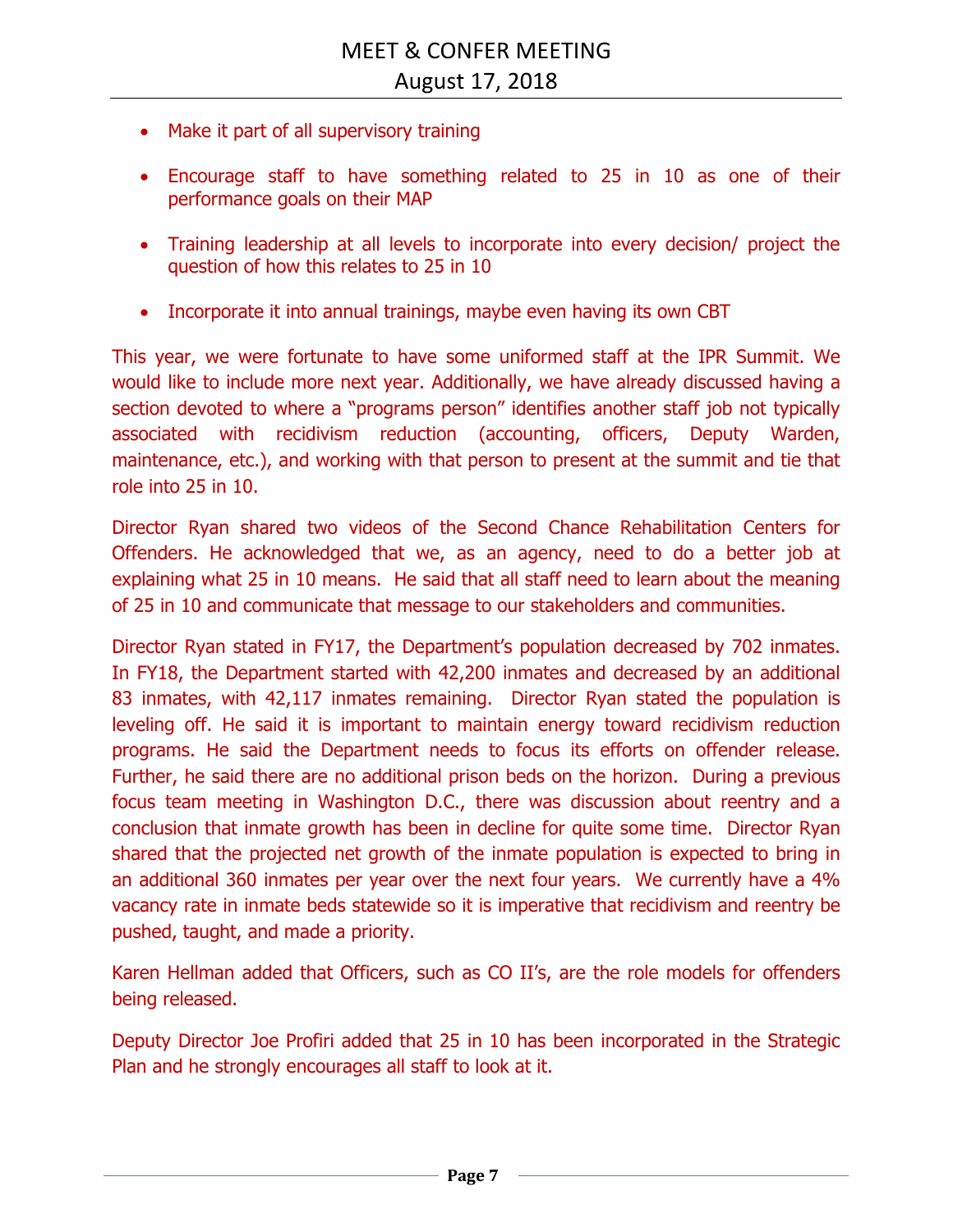- Make it part of all supervisory training
- Encourage staff to have something related to 25 in 10 as one of their performance goals on their MAP
- Training leadership at all levels to incorporate into every decision/ project the question of how this relates to 25 in 10
- Incorporate it into annual trainings, maybe even having its own CBT

This year, we were fortunate to have some uniformed staff at the IPR Summit. We would like to include more next year. Additionally, we have already discussed having a section devoted to where a "programs person" identifies another staff job not typically associated with recidivism reduction (accounting, officers, Deputy Warden, maintenance, etc.), and working with that person to present at the summit and tie that role into 25 in 10.

Director Ryan shared two videos of the Second Chance Rehabilitation Centers for Offenders. He acknowledged that we, as an agency, need to do a better job at explaining what 25 in 10 means. He said that all staff need to learn about the meaning of 25 in 10 and communicate that message to our stakeholders and communities.

Director Ryan stated in FY17, the Department's population decreased by 702 inmates. In FY18, the Department started with 42,200 inmates and decreased by an additional 83 inmates, with 42,117 inmates remaining. Director Ryan stated the population is leveling off. He said it is important to maintain energy toward recidivism reduction programs. He said the Department needs to focus its efforts on offender release. Further, he said there are no additional prison beds on the horizon. During a previous focus team meeting in Washington D.C., there was discussion about reentry and a conclusion that inmate growth has been in decline for quite some time. Director Ryan shared that the projected net growth of the inmate population is expected to bring in an additional 360 inmates per year over the next four years. We currently have a 4% vacancy rate in inmate beds statewide so it is imperative that recidivism and reentry be pushed, taught, and made a priority.

Karen Hellman added that Officers, such as CO II's, are the role models for offenders being released.

Deputy Director Joe Profiri added that 25 in 10 has been incorporated in the Strategic Plan and he strongly encourages all staff to look at it.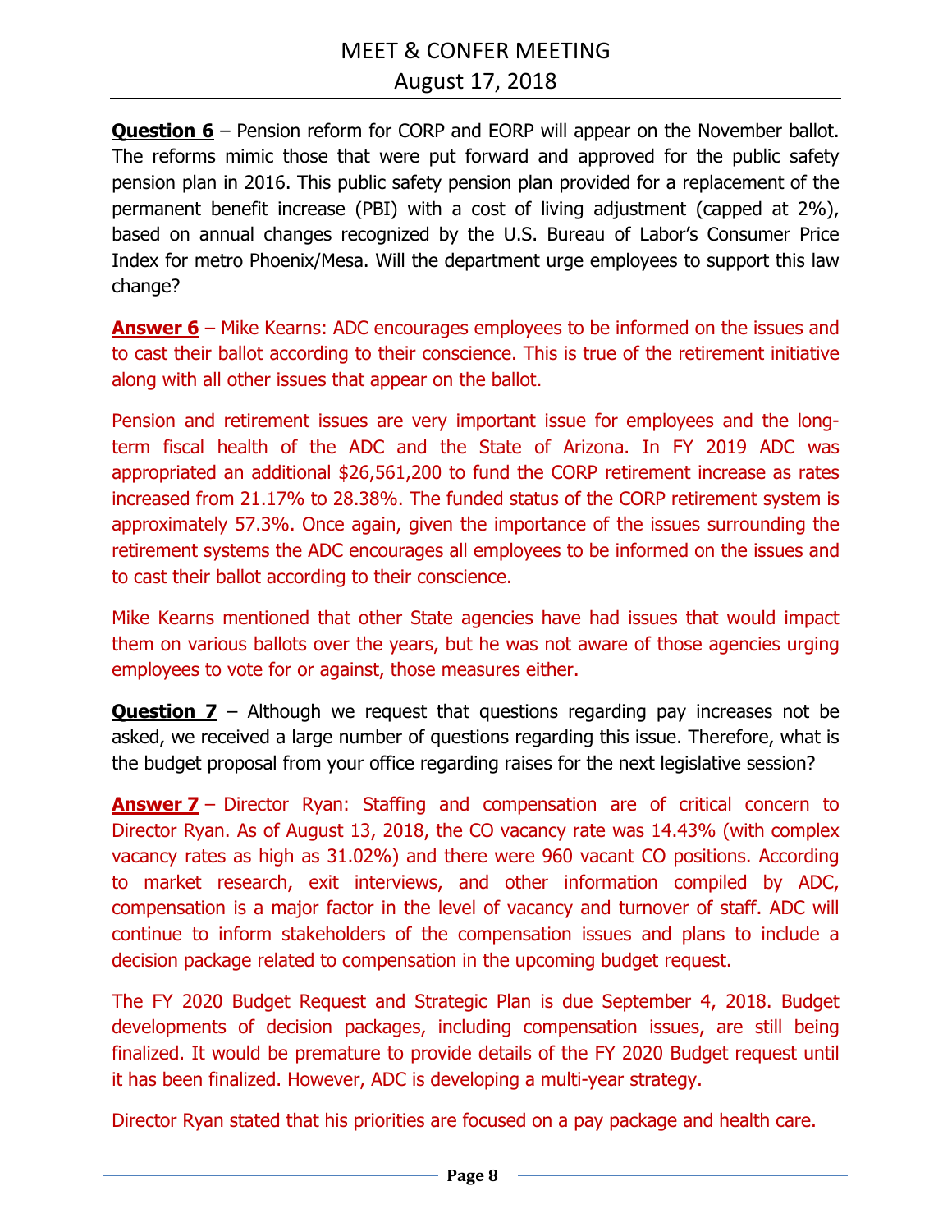**Question 6** – Pension reform for CORP and EORP will appear on the November ballot. The reforms mimic those that were put forward and approved for the public safety pension plan in 2016. This public safety pension plan provided for a replacement of the permanent benefit increase (PBI) with a cost of living adjustment (capped at 2%), based on annual changes recognized by the U.S. Bureau of Labor's Consumer Price Index for metro Phoenix/Mesa. Will the department urge employees to support this law change?

**Answer 6** – Mike Kearns: ADC encourages employees to be informed on the issues and to cast their ballot according to their conscience. This is true of the retirement initiative along with all other issues that appear on the ballot.

Pension and retirement issues are very important issue for employees and the long-term fiscal health of the ADC and the State of Arizona. In FY 2019 ADC was appropriated an additional $26,561,200 to fund the CORP retirement increase as rates increased from 21.17% to 28.38%. The funded status of the CORP retirement system is approximately 57.3%. Once again, given the importance of the issues surrounding the retirement systems the ADC encourages all employees to be informed on the issues and to cast their ballot according to their conscience.

Mike Kearns mentioned that other State agencies have had issues that would impact them on various ballots over the years, but he was not aware of those agencies urging employees to vote for or against, those measures either.

**Question 7** – Although we request that questions regarding pay increases not be asked, we received a large number of questions regarding this issue. Therefore, what is the budget proposal from your office regarding raises for the next legislative session?

**Answer 7** – Director Ryan: Staffing and compensation are of critical concern to Director Ryan. As of August 13, 2018, the CO vacancy rate was 14.43% (with complex vacancy rates as high as 31.02%) and there were 960 vacant CO positions. According to market research, exit interviews, and other information compiled by ADC, compensation is a major factor in the level of vacancy and turnover of staff. ADC will continue to inform stakeholders of the compensation issues and plans to include a decision package related to compensation in the upcoming budget request.

The FY 2020 Budget Request and Strategic Plan is due September 4, 2018. Budget developments of decision packages, including compensation issues, are still being finalized. It would be premature to provide details of the FY 2020 Budget request until it has been finalized. However, ADC is developing a multi-year strategy.

Director Ryan stated that his priorities are focused on a pay package and health care.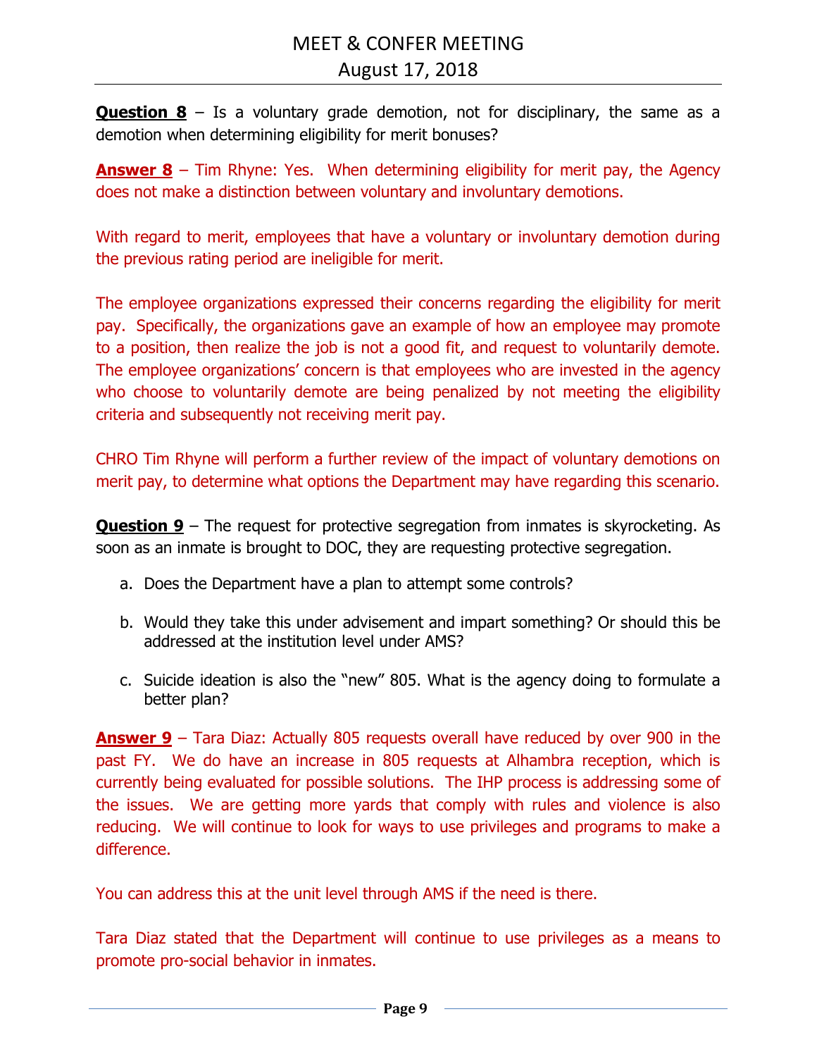**Question 8** – Is a voluntary grade demotion, not for disciplinary, the same as a demotion when determining eligibility for merit bonuses?

**Answer 8** – Tim Rhyne: Yes. When determining eligibility for merit pay, the Agency does not make a distinction between voluntary and involuntary demotions.

With regard to merit, employees that have a voluntary or involuntary demotion during the previous rating period are ineligible for merit.

The employee organizations expressed their concerns regarding the eligibility for merit pay. Specifically, the organizations gave an example of how an employee may promote to a position, then realize the job is not a good fit, and request to voluntarily demote. The employee organizations' concern is that employees who are invested in the agency who choose to voluntarily demote are being penalized by not meeting the eligibility criteria and subsequently not receiving merit pay.

CHRO Tim Rhyne will perform a further review of the impact of voluntary demotions on merit pay, to determine what options the Department may have regarding this scenario.

**Question 9** – The request for protective segregation from inmates is skyrocketing. As soon as an inmate is brought to DOC, they are requesting protective segregation.

a. Does the Department have a plan to attempt some controls?

b. Would they take this under advisement and impart something? Or should this be addressed at the institution level under AMS?

c. Suicide ideation is also the "new" 805. What is the agency doing to formulate a better plan?

**Answer 9** – Tara Diaz: Actually 805 requests overall have reduced by over 900 in the past FY. We do have an increase in 805 requests at Alhambra reception, which is currently being evaluated for possible solutions. The IHP process is addressing some of the issues. We are getting more yards that comply with rules and violence is also reducing. We will continue to look for ways to use privileges and programs to make a difference.

You can address this at the unit level through AMS if the need is there.

Tara Diaz stated that the Department will continue to use privileges as a means to promote pro-social behavior in inmates.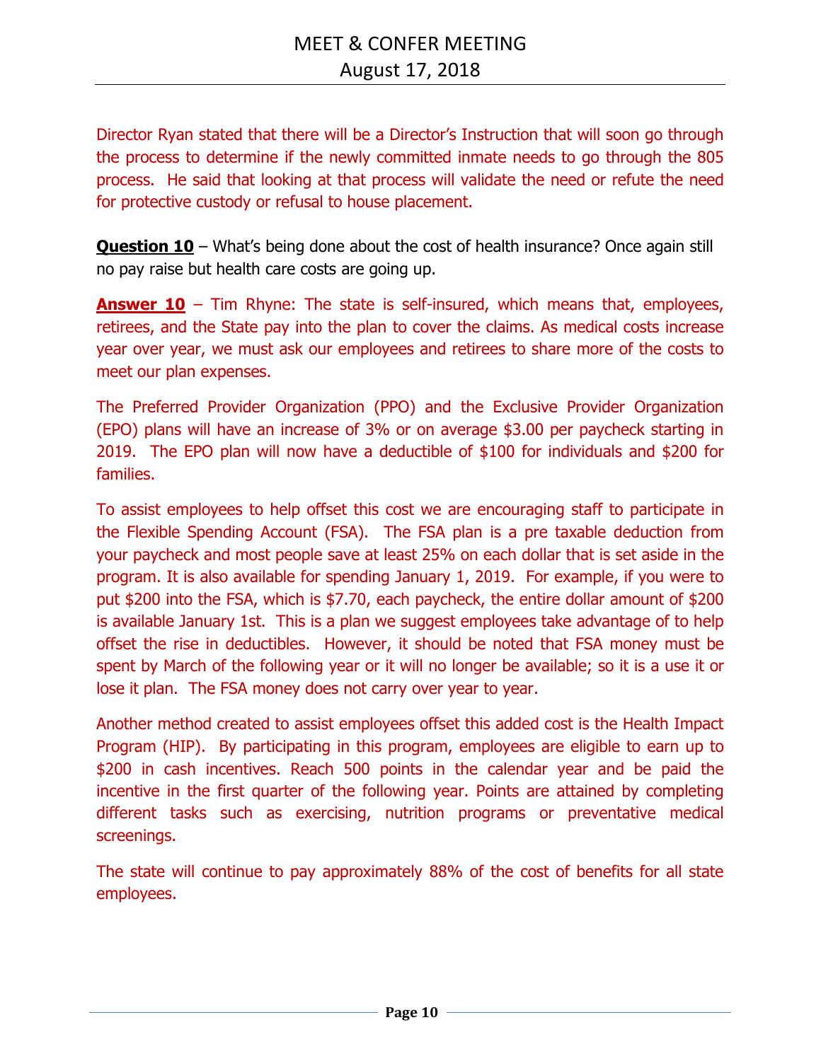Director Ryan stated that there will be a Director's Instruction that will soon go through the process to determine if the newly committed inmate needs to go through the 805 process. He said that looking at that process will validate the need or refute the need for protective custody or refusal to house placement.

**Question 10** – What's being done about the cost of health insurance? Once again still no pay raise but health care costs are going up.

**Answer 10** – Tim Rhyne: The state is self-insured, which means that, employees, retirees, and the State pay into the plan to cover the claims. As medical costs increase year over year, we must ask our employees and retirees to share more of the costs to meet our plan expenses.

The Preferred Provider Organization (PPO) and the Exclusive Provider Organization (EPO) plans will have an increase of 3% or on average $3.00 per paycheck starting in 2019. The EPO plan will now have a deductible of $100 for individuals and $200 for families.

To assist employees to help offset this cost we are encouraging staff to participate in the Flexible Spending Account (FSA). The FSA plan is a pre taxable deduction from your paycheck and most people save at least 25% on each dollar that is set aside in the program. It is also available for spending January 1, 2019. For example, if you were to put $200 into the FSA, which is $7.70, each paycheck, the entire dollar amount of $200 is available January 1st. This is a plan we suggest employees take advantage of to help offset the rise in deductibles. However, it should be noted that FSA money must be spent by March of the following year or it will no longer be available; so it is a use it or lose it plan. The FSA money does not carry over year to year.

Another method created to assist employees offset this added cost is the Health Impact Program (HIP). By participating in this program, employees are eligible to earn up to $200 in cash incentives. Reach 500 points in the calendar year and be paid the incentive in the first quarter of the following year. Points are attained by completing different tasks such as exercising, nutrition programs or preventative medical screenings.

The state will continue to pay approximately 88% of the cost of benefits for all state employees.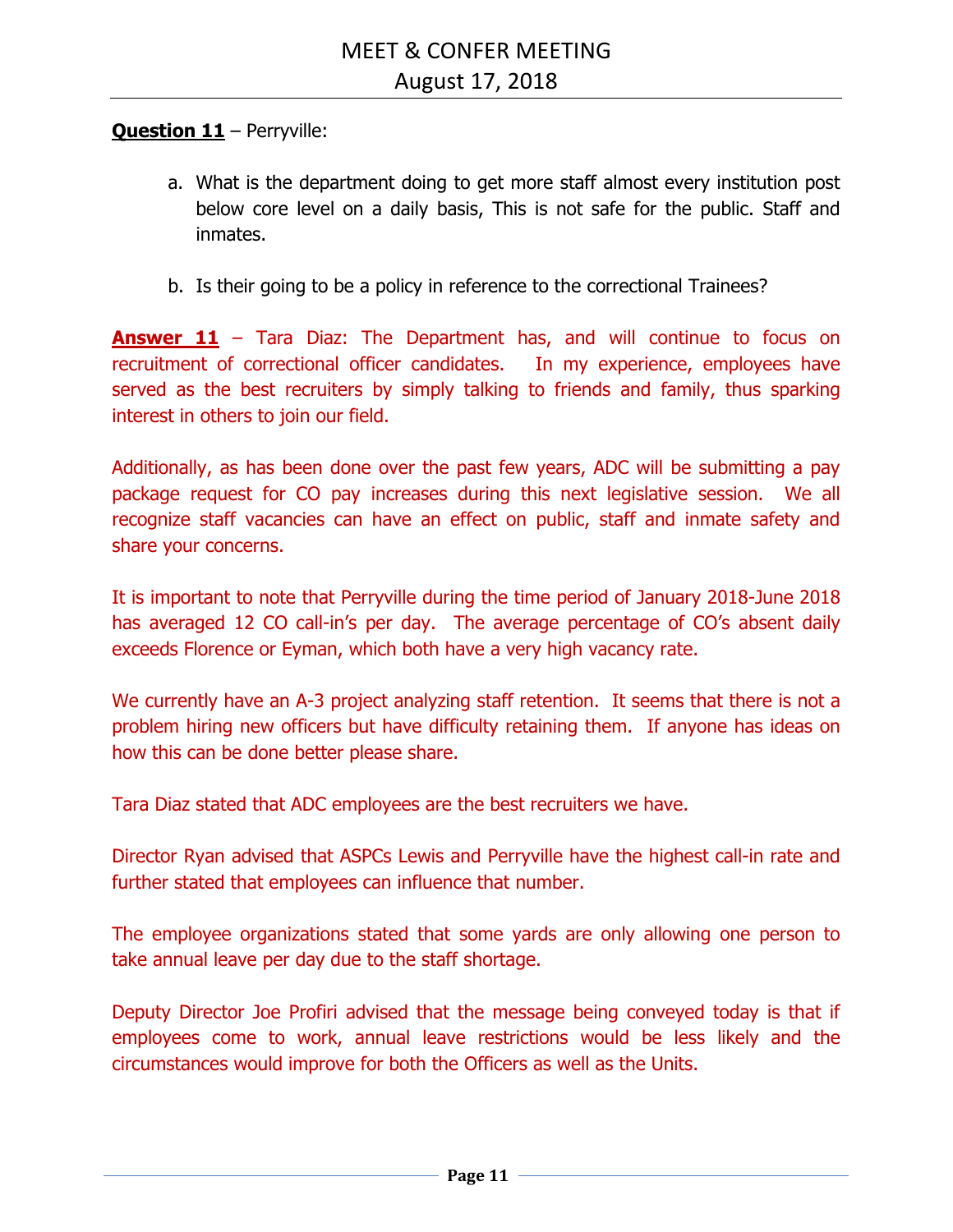**Question 11** – Perryville:

a. What is the department doing to get more staff almost every institution post below core level on a daily basis, This is not safe for the public. Staff and inmates.

b. Is their going to be a policy in reference to the correctional Trainees?

**Answer 11** – Tara Diaz: The Department has, and will continue to focus on recruitment of correctional officer candidates. In my experience, employees have served as the best recruiters by simply talking to friends and family, thus sparking interest in others to join our field.

Additionally, as has been done over the past few years, ADC will be submitting a pay package request for CO pay increases during this next legislative session. We all recognize staff vacancies can have an effect on public, staff and inmate safety and share your concerns.

It is important to note that Perryville during the time period of January 2018-June 2018 has averaged 12 CO call-in's per day. The average percentage of CO's absent daily exceeds Florence or Eyman, which both have a very high vacancy rate.

We currently have an A-3 project analyzing staff retention. It seems that there is not a problem hiring new officers but have difficulty retaining them. If anyone has ideas on how this can be done better please share.

Tara Diaz stated that ADC employees are the best recruiters we have.

Director Ryan advised that ASPCs Lewis and Perryville have the highest call-in rate and further stated that employees can influence that number.

The employee organizations stated that some yards are only allowing one person to take annual leave per day due to the staff shortage.

Deputy Director Joe Profiri advised that the message being conveyed today is that if employees come to work, annual leave restrictions would be less likely and the circumstances would improve for both the Officers as well as the Units.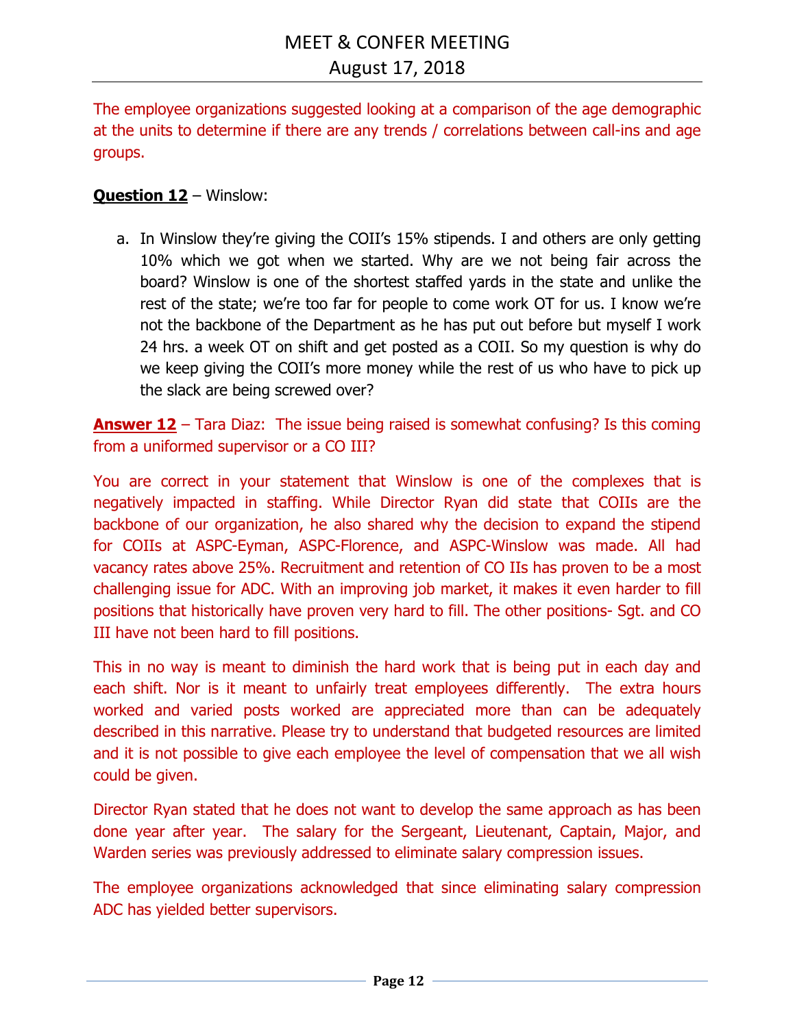The employee organizations suggested looking at a comparison of the age demographic at the units to determine if there are any trends / correlations between call-ins and age groups.

**Question 12** – Winslow:

a. In Winslow they're giving the COII's 15% stipends. I and others are only getting 10% which we got when we started. Why are we not being fair across the board? Winslow is one of the shortest staffed yards in the state and unlike the rest of the state; we're too far for people to come work OT for us. I know we're not the backbone of the Department as he has put out before but myself I work 24 hrs. a week OT on shift and get posted as a COII. So my question is why do we keep giving the COII's more money while the rest of us who have to pick up the slack are being screwed over?

**Answer 12** – Tara Diaz: The issue being raised is somewhat confusing? Is this coming from a uniformed supervisor or a CO III?

You are correct in your statement that Winslow is one of the complexes that is negatively impacted in staffing. While Director Ryan did state that COIIs are the backbone of our organization, he also shared why the decision to expand the stipend for COIIs at ASPC-Eyman, ASPC-Florence, and ASPC-Winslow was made. All had vacancy rates above 25%. Recruitment and retention of CO IIs has proven to be a most challenging issue for ADC. With an improving job market, it makes it even harder to fill positions that historically have proven very hard to fill. The other positions- Sgt. and CO III have not been hard to fill positions.

This in no way is meant to diminish the hard work that is being put in each day and each shift. Nor is it meant to unfairly treat employees differently. The extra hours worked and varied posts worked are appreciated more than can be adequately described in this narrative. Please try to understand that budgeted resources are limited and it is not possible to give each employee the level of compensation that we all wish could be given.

Director Ryan stated that he does not want to develop the same approach as has been done year after year. The salary for the Sergeant, Lieutenant, Captain, Major, and Warden series was previously addressed to eliminate salary compression issues.

The employee organizations acknowledged that since eliminating salary compression ADC has yielded better supervisors.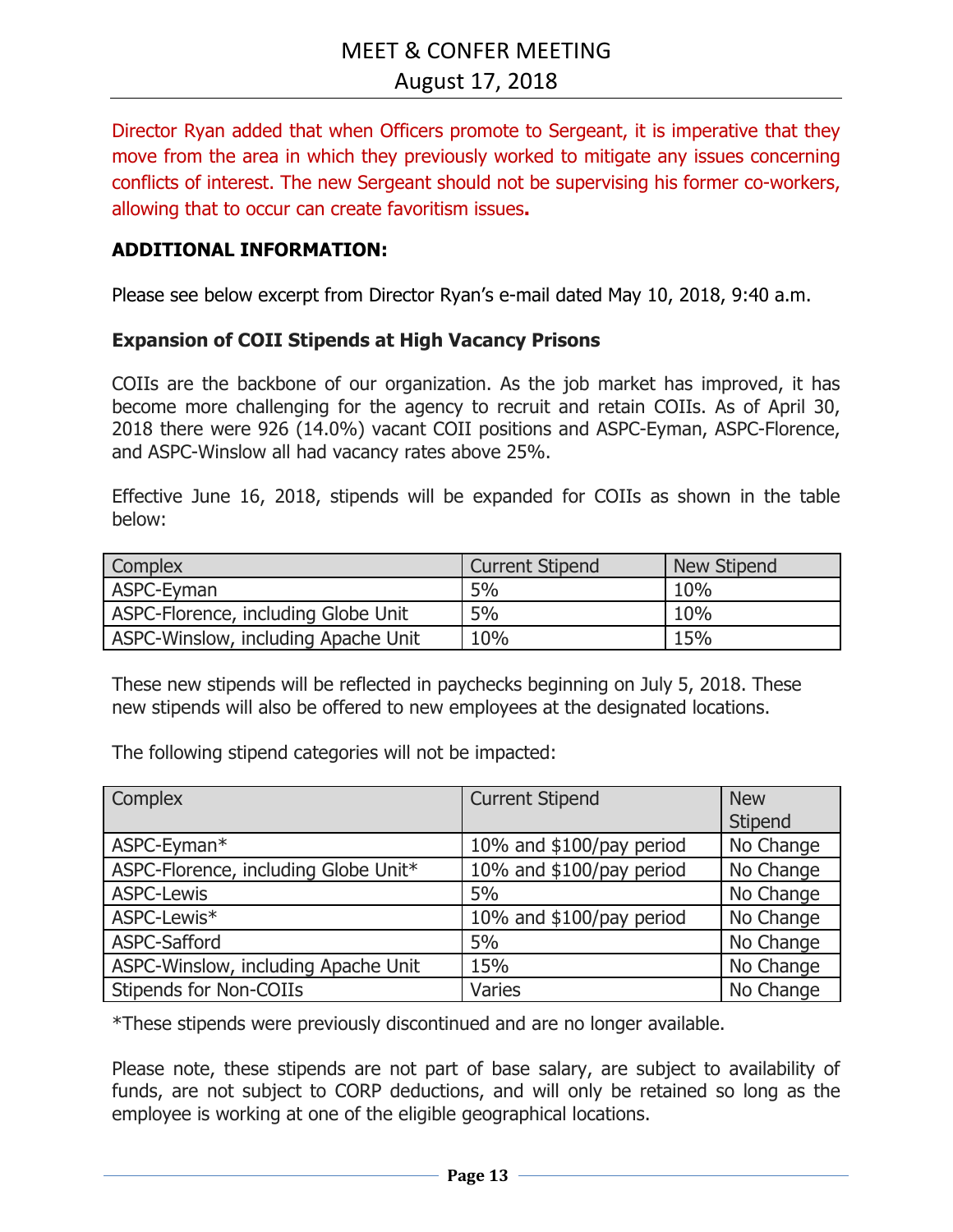Director Ryan added that when Officers promote to Sergeant, it is imperative that they move from the area in which they previously worked to mitigate any issues concerning conflicts of interest. The new Sergeant should not be supervising his former co-workers, allowing that to occur can create favoritism issues**.**

**ADDITIONAL INFORMATION:**

Please see below excerpt from Director Ryan's e-mail dated May 10, 2018, 9:40 a.m.

**Expansion of COII Stipends at High Vacancy Prisons**

COIIs are the backbone of our organization. As the job market has improved, it has become more challenging for the agency to recruit and retain COIIs. As of April 30, 2018 there were 926 (14.0%) vacant COII positions and ASPC-Eyman, ASPC-Florence, and ASPC-Winslow all had vacancy rates above 25%.

Effective June 16, 2018, stipends will be expanded for COIIs as shown in the table below:

| Complex | Current Stipend | New Stipend |
|---|---|---|
| ASPC-Eyman | 5% | 10% |
| ASPC-Florence, including Globe Unit | 5% | 10% |
| ASPC-Winslow, including Apache Unit | 10% | 15% |

These new stipends will be reflected in paychecks beginning on July 5, 2018. These new stipends will also be offered to new employees at the designated locations.

The following stipend categories will not be impacted:

| Complex | Current Stipend | New Stipend |
|---|---|---|
| ASPC-Eyman* | 10% and $100/pay period | No Change |
| ASPC-Florence, including Globe Unit* | 10% and $100/pay period | No Change |
| ASPC-Lewis | 5% | No Change |
| ASPC-Lewis* | 10% and $100/pay period | No Change |
| ASPC-Safford | 5% | No Change |
| ASPC-Winslow, including Apache Unit | 15% | No Change |
| Stipends for Non-COIIs | Varies | No Change |

*These stipends were previously discontinued and are no longer available.

Please note, these stipends are not part of base salary, are subject to availability of funds, are not subject to CORP deductions, and will only be retained so long as the employee is working at one of the eligible geographical locations.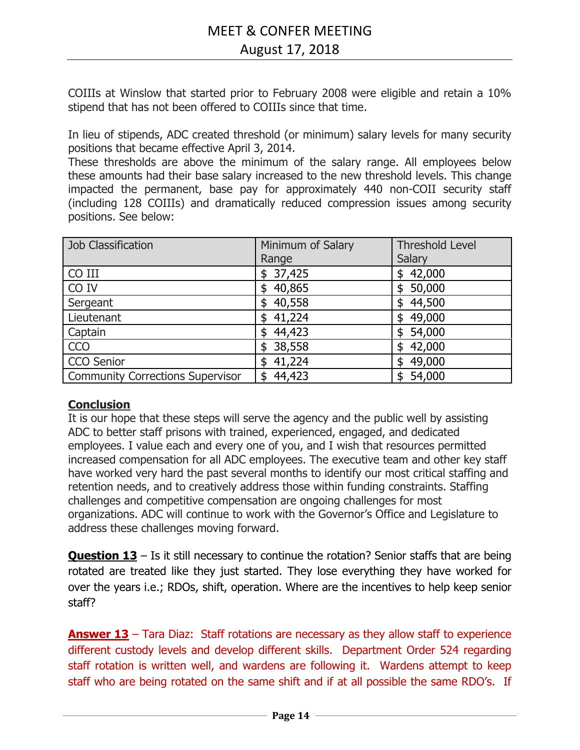COIIIs at Winslow that started prior to February 2008 were eligible and retain a 10% stipend that has not been offered to COIIIs since that time.

In lieu of stipends, ADC created threshold (or minimum) salary levels for many security positions that became effective April 3, 2014.
These thresholds are above the minimum of the salary range. All employees below these amounts had their base salary increased to the new threshold levels. This change impacted the permanent, base pay for approximately 440 non-COII security staff (including 128 COIIIs) and dramatically reduced compression issues among security positions. See below:

| Job Classification | Minimum of Salary Range | Threshold Level Salary |
|---|---|---|
| CO III | $ 37,425 | $ 42,000 |
| CO IV | $ 40,865 | $ 50,000 |
| Sergeant | $ 40,558 | $ 44,500 |
| Lieutenant | $ 41,224 | $ 49,000 |
| Captain | $ 44,423 | $ 54,000 |
| CCO | $ 38,558 | $ 42,000 |
| CCO Senior | $ 41,224 | $ 49,000 |
| Community Corrections Supervisor | $ 44,423 | $ 54,000 |

**Conclusion**

It is our hope that these steps will serve the agency and the public well by assisting ADC to better staff prisons with trained, experienced, engaged, and dedicated employees. I value each and every one of you, and I wish that resources permitted increased compensation for all ADC employees. The executive team and other key staff have worked very hard the past several months to identify our most critical staffing and retention needs, and to creatively address those within funding constraints. Staffing challenges and competitive compensation are ongoing challenges for most organizations. ADC will continue to work with the Governor's Office and Legislature to address these challenges moving forward.

**Question 13** – Is it still necessary to continue the rotation? Senior staffs that are being rotated are treated like they just started. They lose everything they have worked for over the years i.e.; RDOs, shift, operation. Where are the incentives to help keep senior staff?

**Answer 13** – Tara Diaz: Staff rotations are necessary as they allow staff to experience different custody levels and develop different skills. Department Order 524 regarding staff rotation is written well, and wardens are following it. Wardens attempt to keep staff who are being rotated on the same shift and if at all possible the same RDO's. If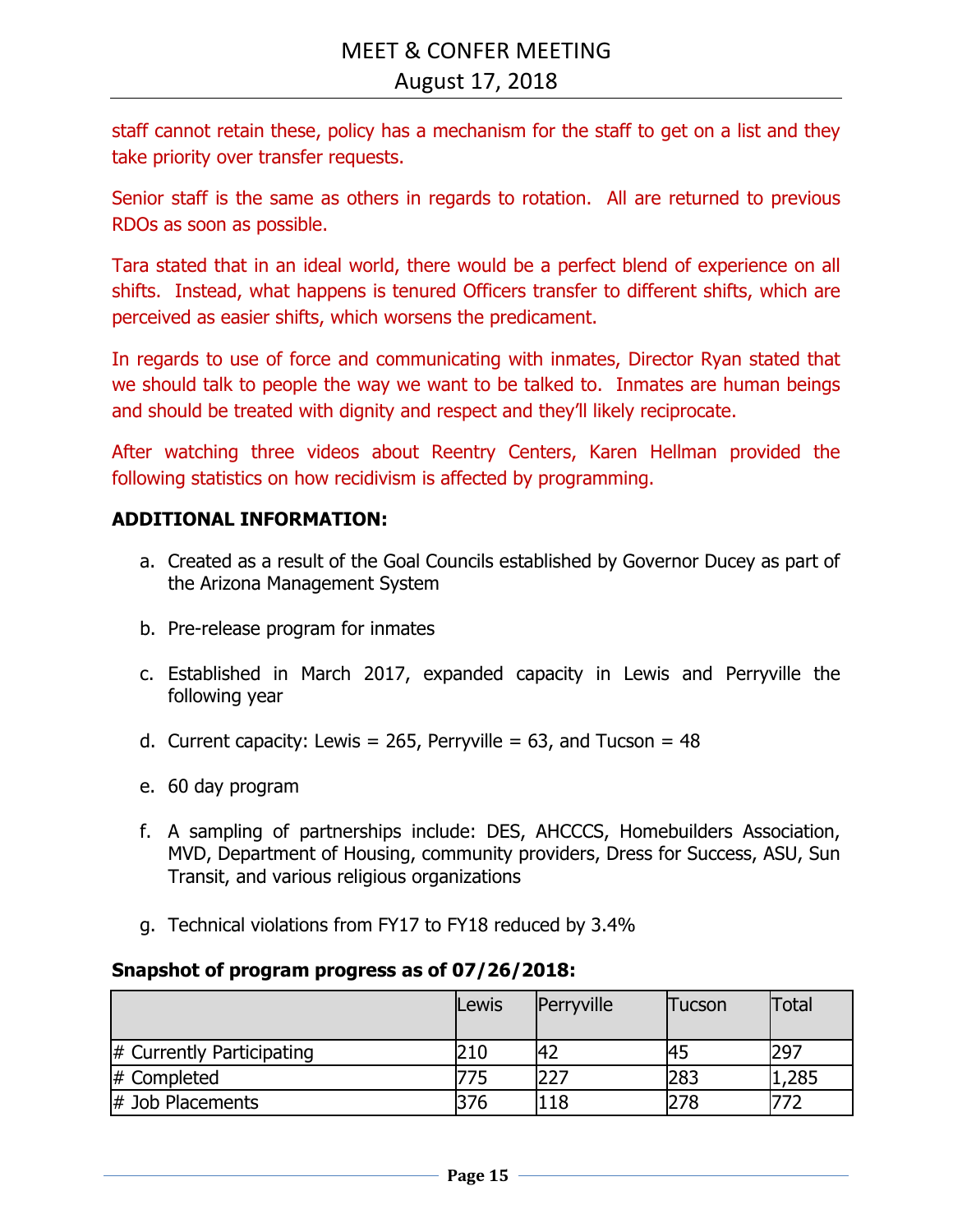staff cannot retain these, policy has a mechanism for the staff to get on a list and they take priority over transfer requests.

Senior staff is the same as others in regards to rotation. All are returned to previous RDOs as soon as possible.

Tara stated that in an ideal world, there would be a perfect blend of experience on all shifts. Instead, what happens is tenured Officers transfer to different shifts, which are perceived as easier shifts, which worsens the predicament.

In regards to use of force and communicating with inmates, Director Ryan stated that we should talk to people the way we want to be talked to. Inmates are human beings and should be treated with dignity and respect and they'll likely reciprocate.

After watching three videos about Reentry Centers, Karen Hellman provided the following statistics on how recidivism is affected by programming.

**ADDITIONAL INFORMATION:**

a. Created as a result of the Goal Councils established by Governor Ducey as part of the Arizona Management System

b. Pre-release program for inmates

c. Established in March 2017, expanded capacity in Lewis and Perryville the following year

d. Current capacity: Lewis = 265, Perryville = 63, and Tucson = 48

e. 60 day program

f. A sampling of partnerships include: DES, AHCCCS, Homebuilders Association, MVD, Department of Housing, community providers, Dress for Success, ASU, Sun Transit, and various religious organizations

g. Technical violations from FY17 to FY18 reduced by 3.4%

**Snapshot of program progress as of 07/26/2018:**

| | Lewis | Perryville | Tucson | Total |
|---|---|---|---|---|
| # Currently Participating | 210 | 42 | 45 | 297 |
| # Completed | 775 | 227 | 283 | 1,285 |
| # Job Placements | 376 | 118 | 278 | 772 |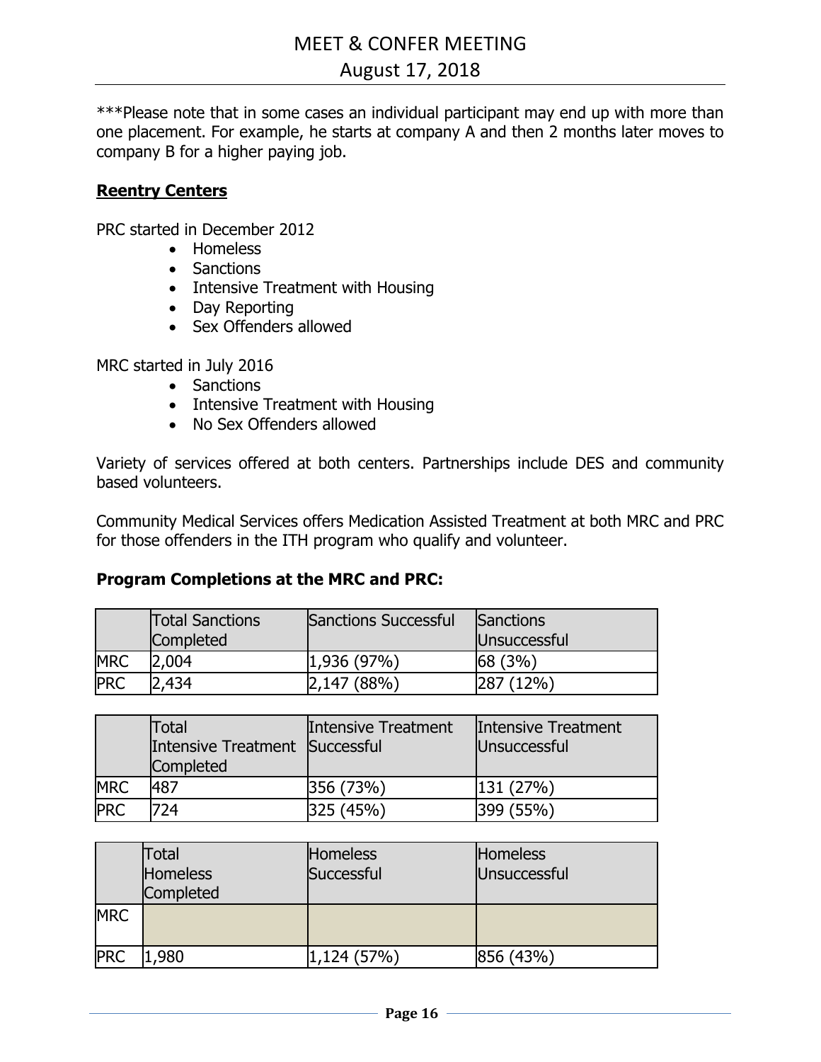***Please note that in some cases an individual participant may end up with more than one placement. For example, he starts at company A and then 2 months later moves to company B for a higher paying job.

**Reentry Centers**

PRC started in December 2012

- Homeless
- Sanctions
- Intensive Treatment with Housing
- Day Reporting
- Sex Offenders allowed

MRC started in July 2016

- Sanctions
- Intensive Treatment with Housing
- No Sex Offenders allowed

Variety of services offered at both centers. Partnerships include DES and community based volunteers.

Community Medical Services offers Medication Assisted Treatment at both MRC and PRC for those offenders in the ITH program who qualify and volunteer.

### Program Completions at the MRC and PRC:

| | Total Sanctions Completed | Sanctions Successful | Sanctions Unsuccessful |
|---|---|---|---|
| MRC | 2,004 | 1,936 (97%) | 68 (3%) |
| PRC | 2,434 | 2,147 (88%) | 287 (12%) |

| | Total Intensive Treatment Completed | Intensive Treatment Successful | Intensive Treatment Unsuccessful |
|---|---|---|---|
| MRC | 487 | 356 (73%) | 131 (27%) |
| PRC | 724 | 325 (45%) | 399 (55%) |

| | Total Homeless Completed | Homeless Successful | Homeless Unsuccessful |
|---|---|---|---|
| MRC | | | |
| PRC | 1,980 | 1,124 (57%) | 856 (43%) |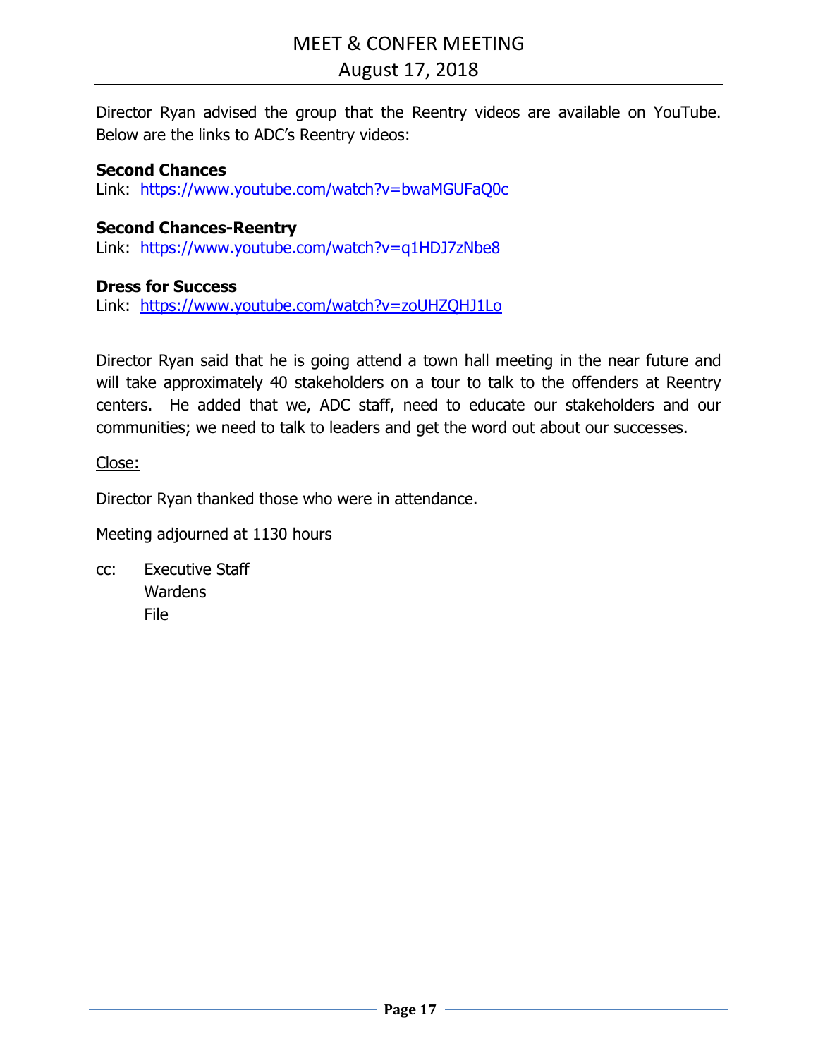Director Ryan advised the group that the Reentry videos are available on YouTube. Below are the links to ADC's Reentry videos:

**Second Chances**
Link: https://www.youtube.com/watch?v=bwaMGUFaQ0c

**Second Chances-Reentry**
Link: https://www.youtube.com/watch?v=q1HDJ7zNbe8

**Dress for Success**
Link: https://www.youtube.com/watch?v=zoUHZQHJ1Lo

Director Ryan said that he is going attend a town hall meeting in the near future and will take approximately 40 stakeholders on a tour to talk to the offenders at Reentry centers. He added that we, ADC staff, need to educate our stakeholders and our communities; we need to talk to leaders and get the word out about our successes.

Close:

Director Ryan thanked those who were in attendance.

Meeting adjourned at 1130 hours

cc: Executive Staff
Wardens
File